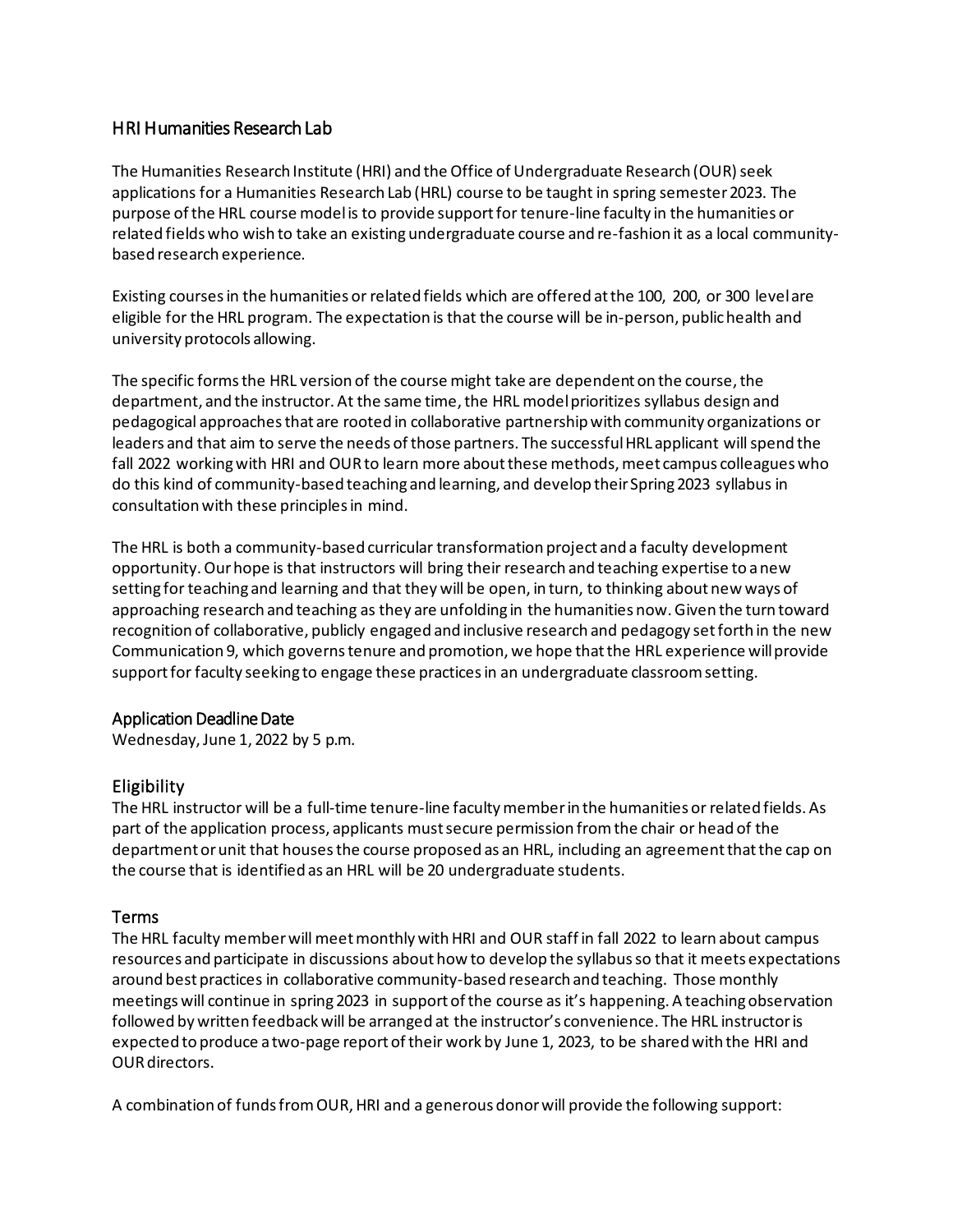## HRI Humanities Research Lab

The Humanities Research Institute (HRI) and the Office of Undergraduate Research (OUR) seek applications for a Humanities Research Lab (HRL) course to be taught in spring semester 2023. The purpose of the HRL course model is to provide support for tenure-line faculty in the humanities or related fields who wish to take an existing undergraduate course and re-fashion it as a local community-based research experience.

Existing courses in the humanities or related fields which are offered at the 100, 200, or 300 level are eligible for the HRL program. The expectation is that the course will be in-person, public health and university protocols allowing.

The specific forms the HRL version of the course might take are dependent on the course, the department, and the instructor. At the same time, the HRL model prioritizes syllabus design and pedagogical approaches that are rooted in collaborative partnership with community organizations or leaders and that aim to serve the needs of those partners. The successful HRL applicant will spend the fall 2022 working with HRI and OUR to learn more about these methods, meet campus colleagues who do this kind of community-based teaching and learning, and develop their Spring 2023 syllabus in consultation with these principles in mind.

The HRL is both a community-based curricular transformation project and a faculty development opportunity. Our hope is that instructors will bring their research and teaching expertise to a new setting for teaching and learning and that they will be open, in turn, to thinking about new ways of approaching research and teaching as they are unfolding in the humanities now. Given the turn toward recognition of collaborative, publicly engaged and inclusive research and pedagogy set forth in the new Communication 9, which governs tenure and promotion, we hope that the HRL experience will provide support for faculty seeking to engage these practices in an undergraduate classroom setting.

### Application Deadline Date

Wednesday, June 1, 2022 by 5 p.m.

### Eligibility

The HRL instructor will be a full-time tenure-line faculty member in the humanities or related fields. As part of the application process, applicants must secure permission from the chair or head of the department or unit that houses the course proposed as an HRL, including an agreement that the cap on the course that is identified as an HRL will be 20 undergraduate students.

### Terms

The HRL faculty member will meet monthly with HRI and OUR staff in fall 2022 to learn about campus resources and participate in discussions about how to develop the syllabus so that it meets expectations around best practices in collaborative community-based research and teaching. Those monthly meetings will continue in spring 2023 in support of the course as it's happening. A teaching observation followed by written feedback will be arranged at the instructor's convenience. The HRL instructor is expected to produce a two-page report of their work by June 1, 2023, to be shared with the HRI and OUR directors.

A combination of funds from OUR, HRI and a generous donor will provide the following support: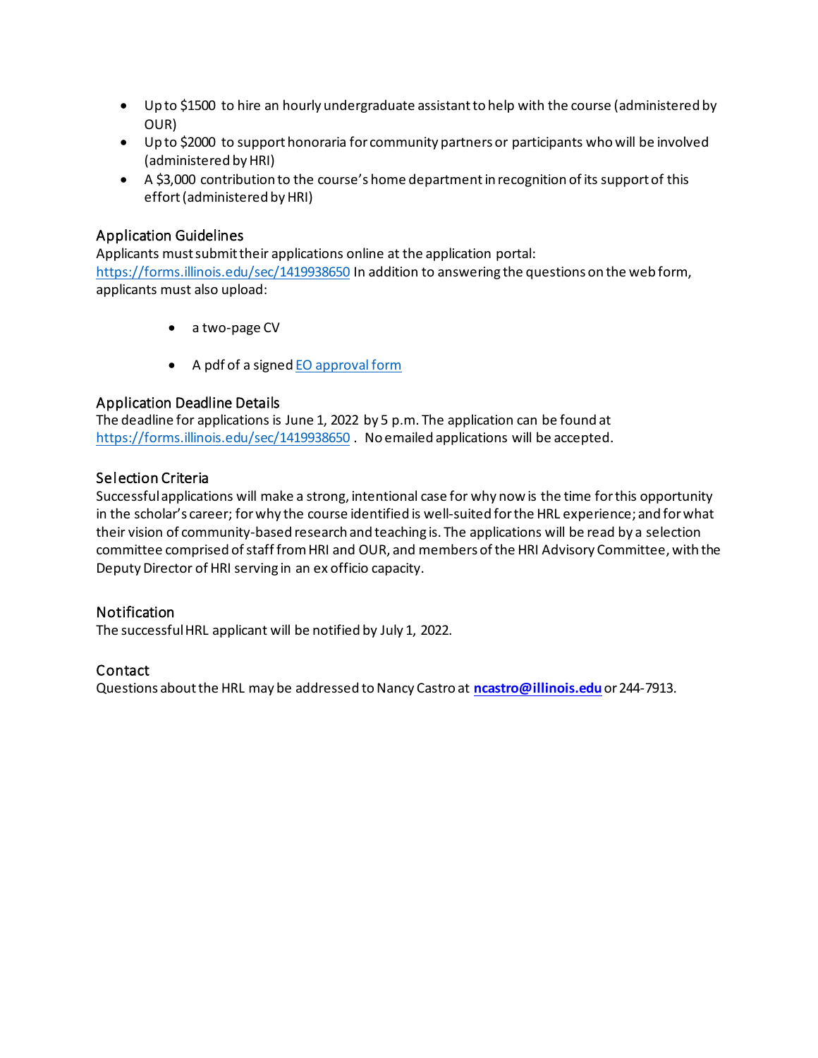- Up to $1500 to hire an hourly undergraduate assistant to help with the course (administered by OUR)
- Up to $2000 to support honoraria for community partners or participants who will be involved (administered by HRI)
- A $3,000 contribution to the course's home department in recognition of its support of this effort (administered by HRI)

## Application Guidelines

Applicants must submit their applications online at the application portal: https://forms.illinois.edu/sec/1419938650 In addition to answering the questions on the web form, applicants must also upload:

- a two-page CV
- A pdf of a signed EO approval form

## Application Deadline Details

The deadline for applications is June 1, 2022 by 5 p.m. The application can be found at https://forms.illinois.edu/sec/1419938650 . No emailed applications will be accepted.

## Selection Criteria

Successful applications will make a strong, intentional case for why now is the time for this opportunity in the scholar's career; for why the course identified is well-suited for the HRL experience; and for what their vision of community-based research and teaching is. The applications will be read by a selection committee comprised of staff from HRI and OUR, and members of the HRI Advisory Committee, with the Deputy Director of HRI serving in an ex officio capacity.

## Notification

The successful HRL applicant will be notified by July 1, 2022.

## Contact

Questions about the HRL may be addressed to Nancy Castro at **ncastro@illinois.edu** or 244-7913.